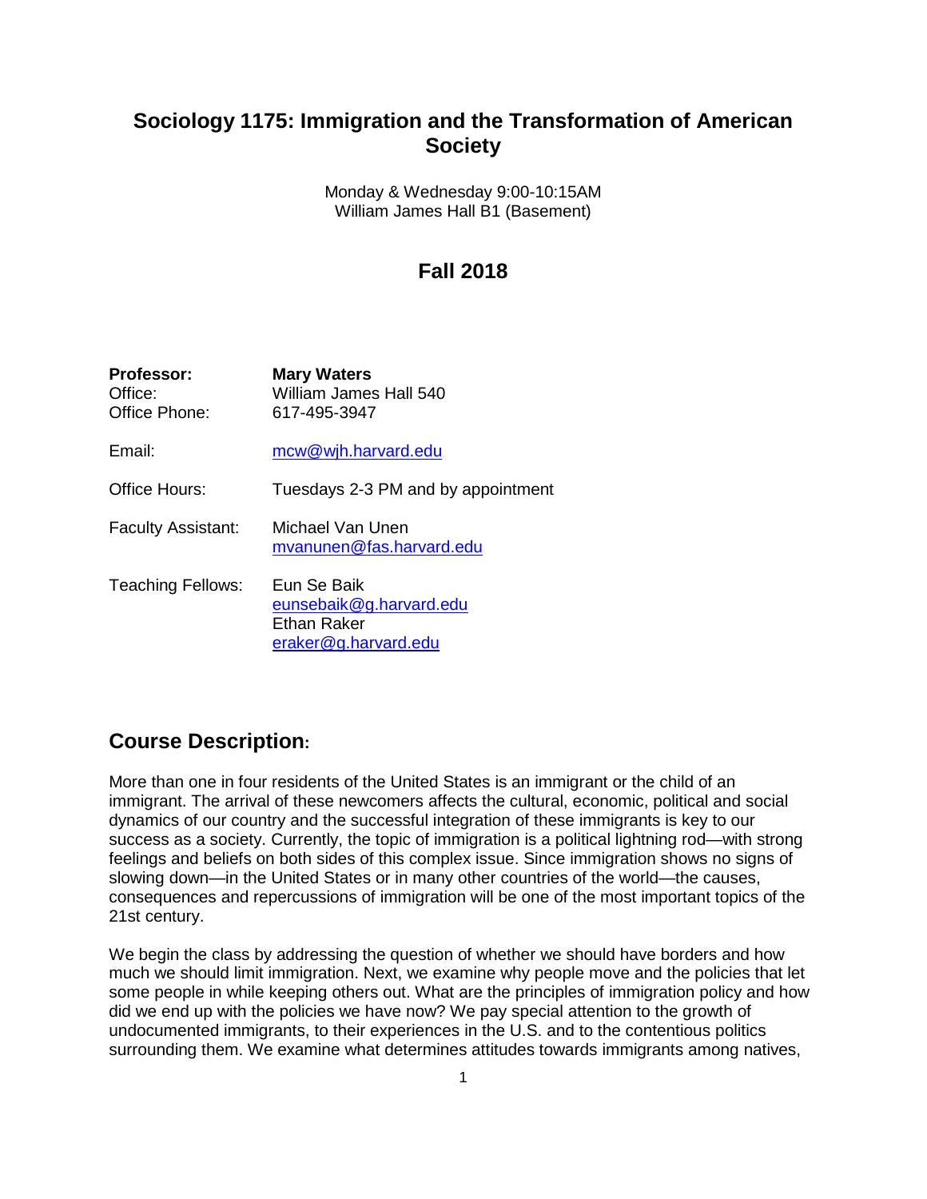# Sociology 1175: Immigration and the Transformation of American Society

Monday & Wednesday 9:00-10:15AM
William James Hall B1 (Basement)

## Fall 2018

| | |
|---|---|
| **Professor:** | **Mary Waters** |
| Office: | William James Hall 540 |
| Office Phone: | 617-495-3947 |
| Email: | mcw@wjh.harvard.edu |
| Office Hours: | Tuesdays 2-3 PM and by appointment |
| Faculty Assistant: | Michael Van Unen<br>mvanunen@fas.harvard.edu |
| Teaching Fellows: | Eun Se Baik<br>eunsebaik@g.harvard.edu<br>Ethan Raker<br>eraker@g.harvard.edu |

## Course Description:

More than one in four residents of the United States is an immigrant or the child of an immigrant. The arrival of these newcomers affects the cultural, economic, political and social dynamics of our country and the successful integration of these immigrants is key to our success as a society. Currently, the topic of immigration is a political lightning rod—with strong feelings and beliefs on both sides of this complex issue. Since immigration shows no signs of slowing down—in the United States or in many other countries of the world—the causes, consequences and repercussions of immigration will be one of the most important topics of the 21st century.

We begin the class by addressing the question of whether we should have borders and how much we should limit immigration. Next, we examine why people move and the policies that let some people in while keeping others out. What are the principles of immigration policy and how did we end up with the policies we have now? We pay special attention to the growth of undocumented immigrants, to their experiences in the U.S. and to the contentious politics surrounding them. We examine what determines attitudes towards immigrants among natives,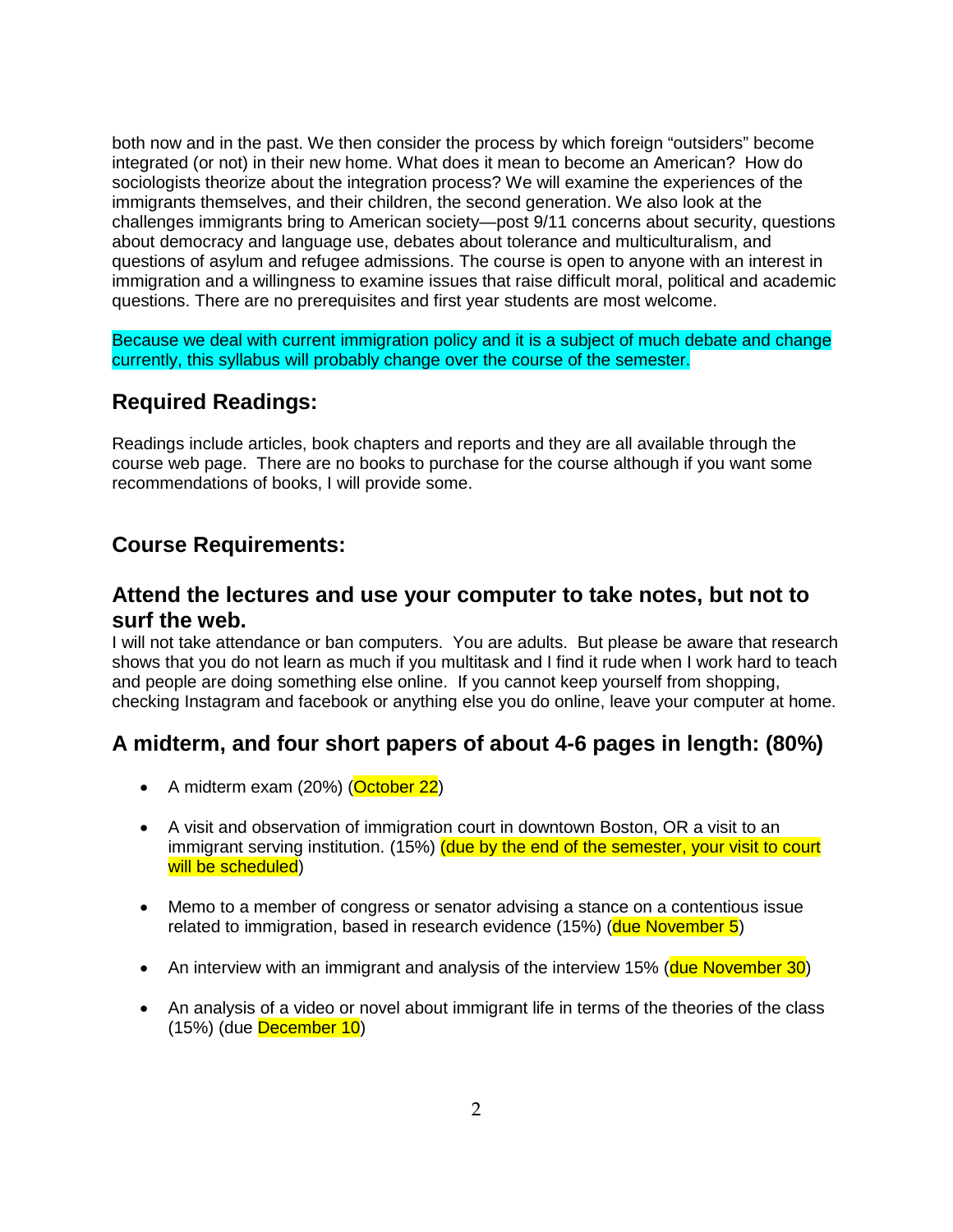both now and in the past. We then consider the process by which foreign “outsiders” become integrated (or not) in their new home. What does it mean to become an American? How do sociologists theorize about the integration process? We will examine the experiences of the immigrants themselves, and their children, the second generation. We also look at the challenges immigrants bring to American society—post 9/11 concerns about security, questions about democracy and language use, debates about tolerance and multiculturalism, and questions of asylum and refugee admissions. The course is open to anyone with an interest in immigration and a willingness to examine issues that raise difficult moral, political and academic questions. There are no prerequisites and first year students are most welcome.

Because we deal with current immigration policy and it is a subject of much debate and change currently, this syllabus will probably change over the course of the semester.

## Required Readings:

Readings include articles, book chapters and reports and they are all available through the course web page. There are no books to purchase for the course although if you want some recommendations of books, I will provide some.

## Course Requirements:

### Attend the lectures and use your computer to take notes, but not to surf the web.

I will not take attendance or ban computers. You are adults. But please be aware that research shows that you do not learn as much if you multitask and I find it rude when I work hard to teach and people are doing something else online. If you cannot keep yourself from shopping, checking Instagram and facebook or anything else you do online, leave your computer at home.

### A midterm, and four short papers of about 4-6 pages in length: (80%)

- A midterm exam (20%) (October 22)
- A visit and observation of immigration court in downtown Boston, OR a visit to an immigrant serving institution. (15%) (due by the end of the semester, your visit to court will be scheduled)
- Memo to a member of congress or senator advising a stance on a contentious issue related to immigration, based in research evidence (15%) (due November 5)
- An interview with an immigrant and analysis of the interview 15% (due November 30)
- An analysis of a video or novel about immigrant life in terms of the theories of the class (15%) (due December 10)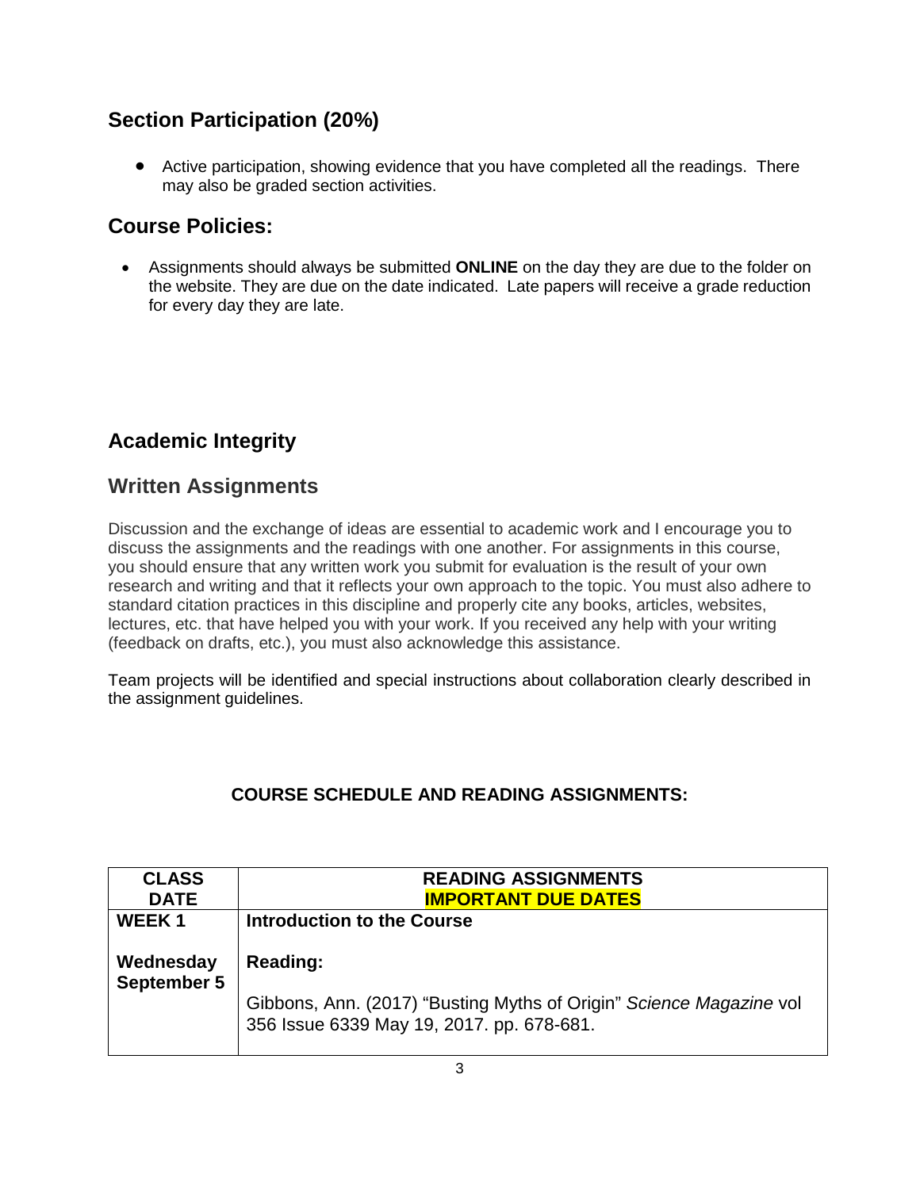## Section Participation (20%)

- Active participation, showing evidence that you have completed all the readings. There may also be graded section activities.

## Course Policies:

- Assignments should always be submitted **ONLINE** on the day they are due to the folder on the website. They are due on the date indicated. Late papers will receive a grade reduction for every day they are late.

## Academic Integrity

## Written Assignments

Discussion and the exchange of ideas are essential to academic work and I encourage you to discuss the assignments and the readings with one another. For assignments in this course, you should ensure that any written work you submit for evaluation is the result of your own research and writing and that it reflects your own approach to the topic. You must also adhere to standard citation practices in this discipline and properly cite any books, articles, websites, lectures, etc. that have helped you with your work. If you received any help with your writing (feedback on drafts, etc.), you must also acknowledge this assistance.

Team projects will be identified and special instructions about collaboration clearly described in the assignment guidelines.

### COURSE SCHEDULE AND READING ASSIGNMENTS:

| CLASS DATE | READING ASSIGNMENTS<br>IMPORTANT DUE DATES |
| --- | --- |
| **WEEK 1**<br><br>**Wednesday September 5** | **Introduction to the Course**<br><br>**Reading:**<br><br>Gibbons, Ann. (2017) "Busting Myths of Origin" *Science Magazine* vol 356 Issue 6339 May 19, 2017. pp. 678-681. |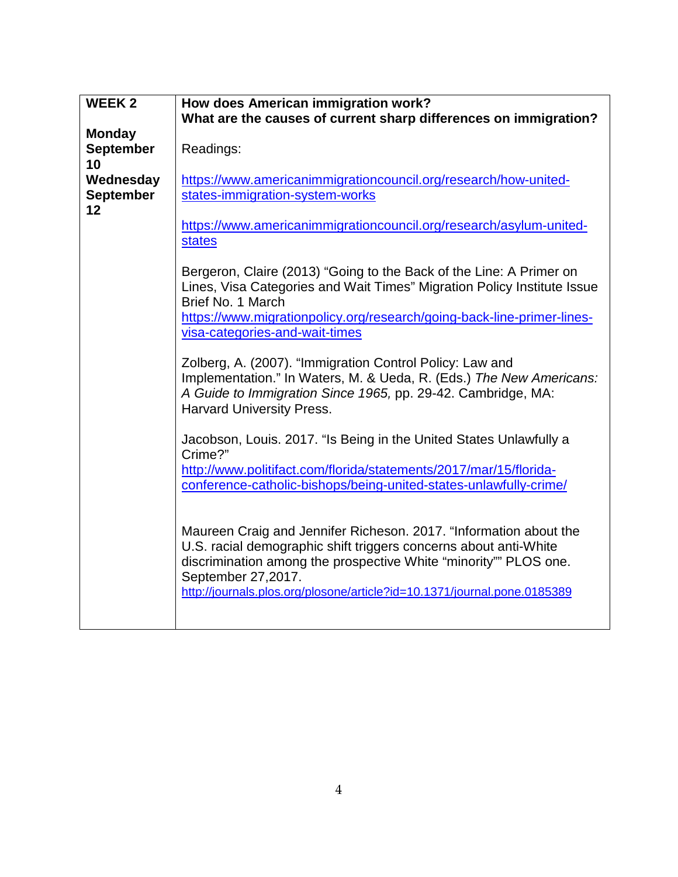| WEEK 2<br><br>Monday September 10<br>Wednesday September 12 | **How does American immigration work?**<br>**What are the causes of current sharp differences on immigration?**<br><br>Readings:<br><br>https://www.americanimmigrationcouncil.org/research/how-united-states-immigration-system-works<br><br>https://www.americanimmigrationcouncil.org/research/asylum-united-states<br><br>Bergeron, Claire (2013) “Going to the Back of the Line: A Primer on Lines, Visa Categories and Wait Times” Migration Policy Institute Issue Brief No. 1 March https://www.migrationpolicy.org/research/going-back-line-primer-lines-visa-categories-and-wait-times<br><br>Zolberg, A. (2007). “Immigration Control Policy: Law and Implementation.” In Waters, M. & Ueda, R. (Eds.) *The New Americans: A Guide to Immigration Since 1965,* pp. 29-42. Cambridge, MA: Harvard University Press.<br><br>Jacobson, Louis. 2017. “Is Being in the United States Unlawfully a Crime?” http://www.politifact.com/florida/statements/2017/mar/15/florida-conference-catholic-bishops/being-united-states-unlawfully-crime/<br><br>Maureen Craig and Jennifer Richeson. 2017. “Information about the U.S. racial demographic shift triggers concerns about anti-White discrimination among the prospective White “minority”” PLOS one. September 27,2017. http://journals.plos.org/plosone/article?id=10.1371/journal.pone.0185389 |
|---|---|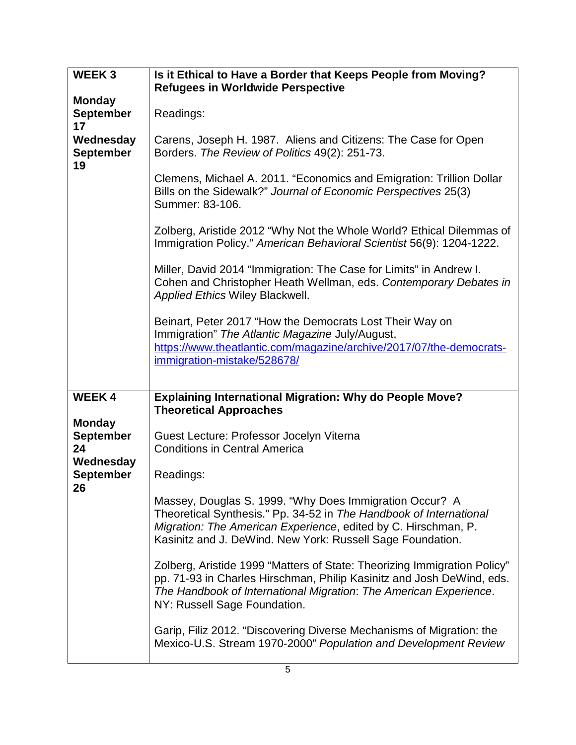| WEEK 3<br><br>Monday September 17<br>Wednesday September 19 | **Is it Ethical to Have a Border that Keeps People from Moving? Refugees in Worldwide Perspective**<br><br>Readings:<br><br>Carens, Joseph H. 1987. Aliens and Citizens: The Case for Open Borders. *The Review of Politics* 49(2): 251-73.<br><br>Clemens, Michael A. 2011. "Economics and Emigration: Trillion Dollar Bills on the Sidewalk?" *Journal of Economic Perspectives* 25(3) Summer: 83-106.<br><br>Zolberg, Aristide 2012 "Why Not the Whole World? Ethical Dilemmas of Immigration Policy." *American Behavioral Scientist* 56(9): 1204-1222.<br><br>Miller, David 2014 "Immigration: The Case for Limits" in Andrew I. Cohen and Christopher Heath Wellman, eds. *Contemporary Debates in Applied Ethics* Wiley Blackwell.<br><br>Beinart, Peter 2017 "How the Democrats Lost Their Way on Immigration" *The Atlantic Magazine* July/August, https://www.theatlantic.com/magazine/archive/2017/07/the-democrats-immigration-mistake/528678/ |
|---|---|
| **WEEK 4**<br><br>**Monday September 24**<br>**Wednesday September 26** | **Explaining International Migration: Why do People Move? Theoretical Approaches**<br><br>Guest Lecture: Professor Jocelyn Viterna<br>Conditions in Central America<br><br>Readings:<br><br>Massey, Douglas S. 1999. "Why Does Immigration Occur? A Theoretical Synthesis." Pp. 34-52 in *The Handbook of International Migration: The American Experience*, edited by C. Hirschman, P. Kasinitz and J. DeWind. New York: Russell Sage Foundation.<br><br>Zolberg, Aristide 1999 "Matters of State: Theorizing Immigration Policy" pp. 71-93 in Charles Hirschman, Philip Kasinitz and Josh DeWind, eds. *The Handbook of International Migration*: *The American Experience*. NY: Russell Sage Foundation.<br><br>Garip, Filiz 2012. "Discovering Diverse Mechanisms of Migration: the Mexico-U.S. Stream 1970-2000" *Population and Development Review* |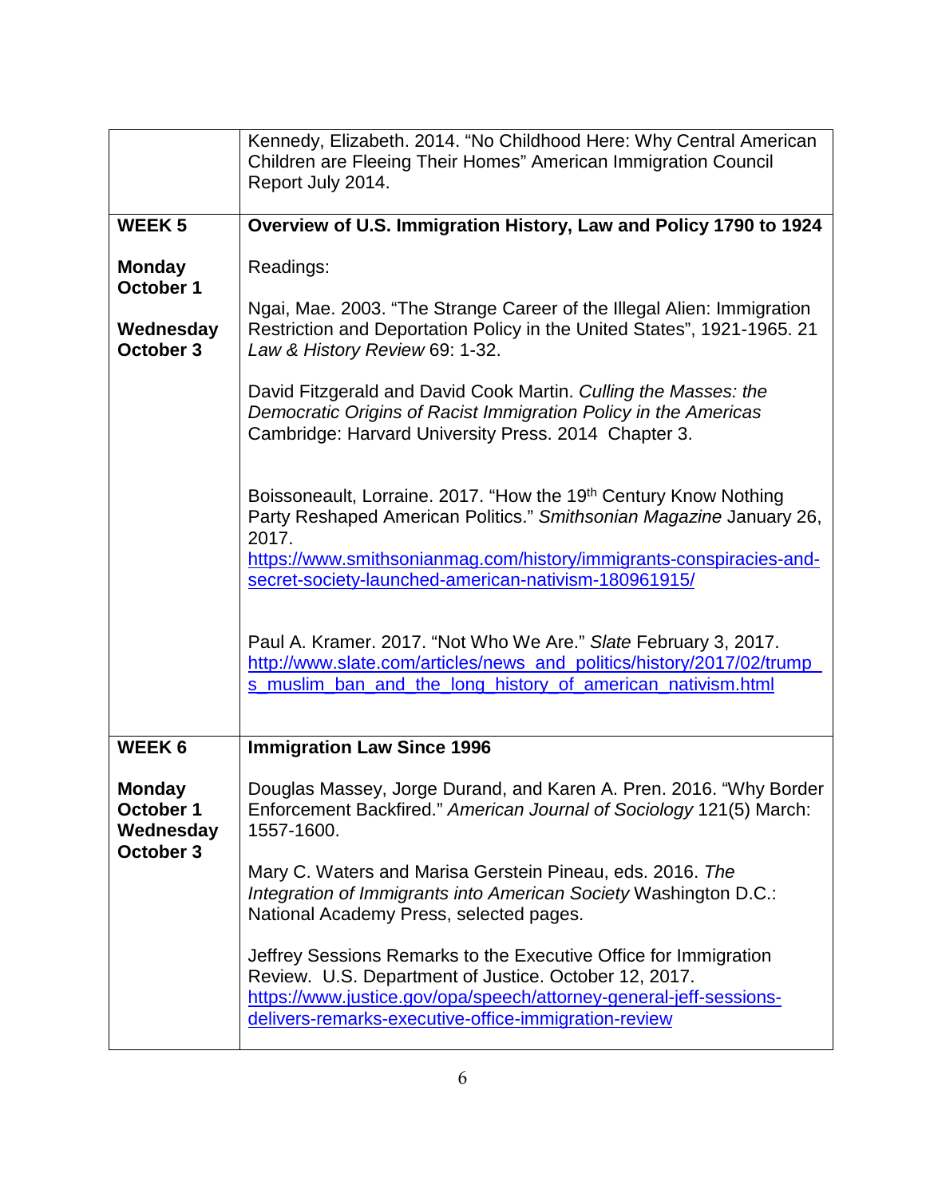| | |
|---|---|
| | Kennedy, Elizabeth. 2014. "No Childhood Here: Why Central American Children are Fleeing Their Homes" American Immigration Council Report July 2014. |
| **WEEK 5**<br><br>**Monday October 1**<br><br>**Wednesday October 3** | **Overview of U.S. Immigration History, Law and Policy 1790 to 1924**<br><br>Readings:<br><br>Ngai, Mae. 2003. "The Strange Career of the Illegal Alien: Immigration Restriction and Deportation Policy in the United States", 1921-1965. 21 *Law & History Review* 69: 1-32.<br><br>David Fitzgerald and David Cook Martin. *Culling the Masses: the Democratic Origins of Racist Immigration Policy in the Americas* Cambridge: Harvard University Press. 2014 Chapter 3.<br><br>Boissoneault, Lorraine. 2017. "How the 19th Century Know Nothing Party Reshaped American Politics." *Smithsonian Magazine* January 26, 2017. https://www.smithsonianmag.com/history/immigrants-conspiracies-and-secret-society-launched-american-nativism-180961915/<br><br>Paul A. Kramer. 2017. "Not Who We Are." *Slate* February 3, 2017. http://www.slate.com/articles/news_and_politics/history/2017/02/trump_s_muslim_ban_and_the_long_history_of_american_nativism.html |
| **WEEK 6**<br><br>**Monday October 1**<br>**Wednesday October 3** | **Immigration Law Since 1996**<br><br>Douglas Massey, Jorge Durand, and Karen A. Pren. 2016. "Why Border Enforcement Backfired." *American Journal of Sociology* 121(5) March: 1557-1600.<br><br>Mary C. Waters and Marisa Gerstein Pineau, eds. 2016. *The Integration of Immigrants into American Society* Washington D.C.: National Academy Press, selected pages.<br><br>Jeffrey Sessions Remarks to the Executive Office for Immigration Review. U.S. Department of Justice. October 12, 2017. https://www.justice.gov/opa/speech/attorney-general-jeff-sessions-delivers-remarks-executive-office-immigration-review |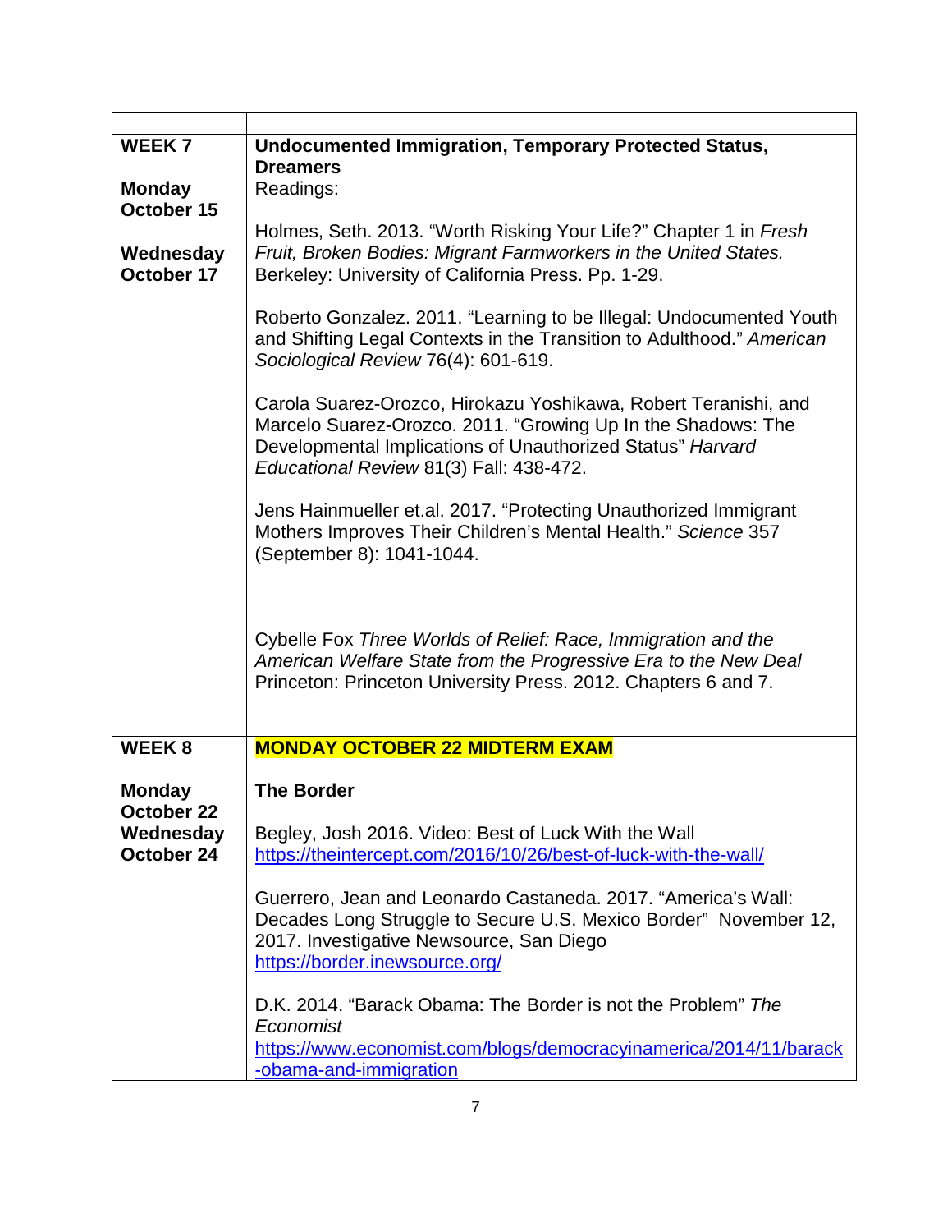| | |
|---|---|
| **WEEK 7**<br><br>**Monday October 15**<br><br>**Wednesday October 17** | **Undocumented Immigration, Temporary Protected Status, Dreamers**<br>Readings:<br><br>Holmes, Seth. 2013. "Worth Risking Your Life?" Chapter 1 in *Fresh Fruit, Broken Bodies: Migrant Farmworkers in the United States.* Berkeley: University of California Press. Pp. 1-29.<br><br>Roberto Gonzalez. 2011. "Learning to be Illegal: Undocumented Youth and Shifting Legal Contexts in the Transition to Adulthood." *American Sociological Review* 76(4): 601-619.<br><br>Carola Suarez-Orozco, Hirokazu Yoshikawa, Robert Teranishi, and Marcelo Suarez-Orozco. 2011. "Growing Up In the Shadows: The Developmental Implications of Unauthorized Status" *Harvard Educational Review* 81(3) Fall: 438-472.<br><br>Jens Hainmueller et.al. 2017. "Protecting Unauthorized Immigrant Mothers Improves Their Children's Mental Health." *Science* 357 (September 8): 1041-1044.<br><br>Cybelle Fox *Three Worlds of Relief: Race, Immigration and the American Welfare State from the Progressive Era to the New Deal* Princeton: Princeton University Press. 2012. Chapters 6 and 7. |
| **WEEK 8**<br><br>**Monday October 22**<br>**Wednesday October 24** | **MONDAY OCTOBER 22 MIDTERM EXAM**<br><br>**The Border**<br><br>Begley, Josh 2016. Video: Best of Luck With the Wall<br>https://theintercept.com/2016/10/26/best-of-luck-with-the-wall/<br><br>Guerrero, Jean and Leonardo Castaneda. 2017. "America's Wall: Decades Long Struggle to Secure U.S. Mexico Border" November 12, 2017. Investigative Newsource, San Diego<br>https://border.inewsource.org/<br><br>D.K. 2014. "Barack Obama: The Border is not the Problem" *The Economist*<br>https://www.economist.com/blogs/democracyinamerica/2014/11/barack-obama-and-immigration |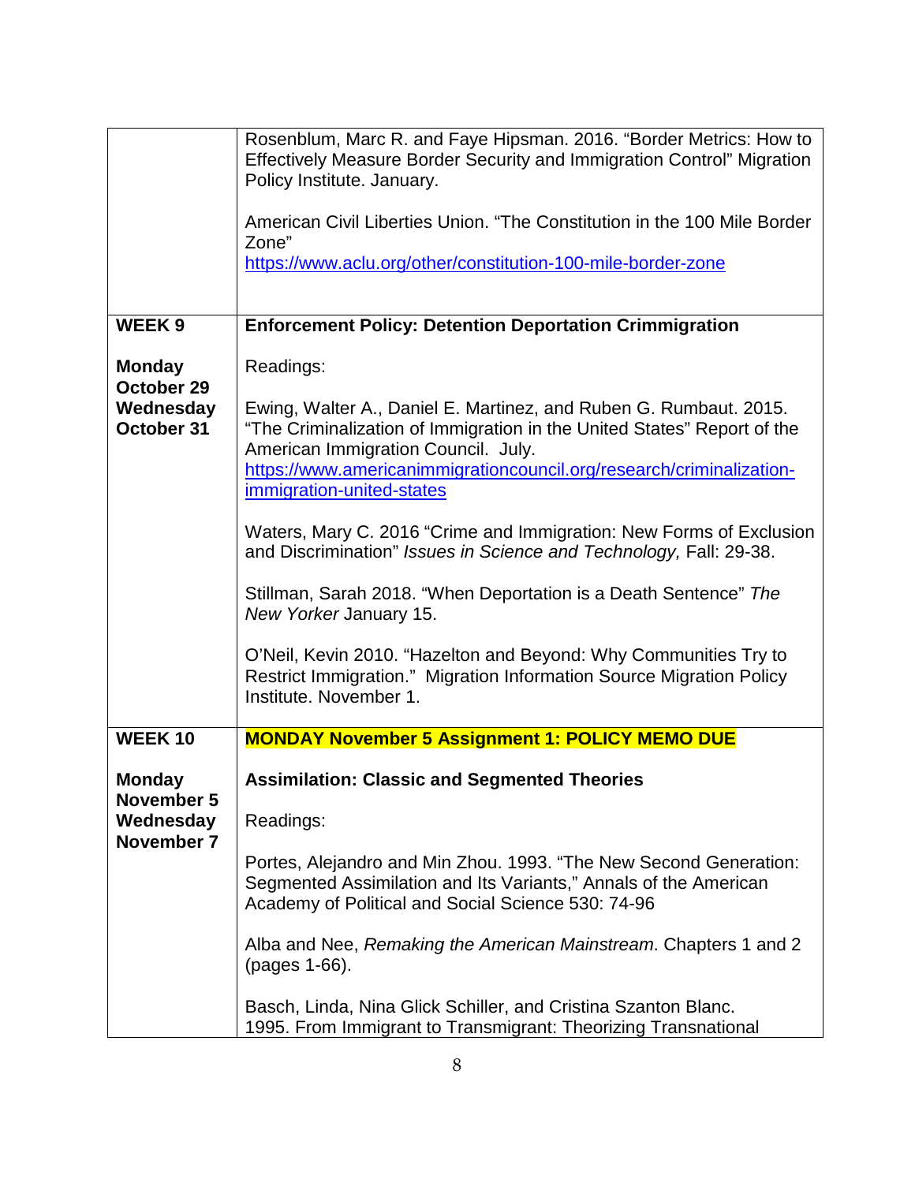| | |
|---|---|
| | Rosenblum, Marc R. and Faye Hipsman. 2016. "Border Metrics: How to Effectively Measure Border Security and Immigration Control" Migration Policy Institute. January.<br><br>American Civil Liberties Union. "The Constitution in the 100 Mile Border Zone" https://www.aclu.org/other/constitution-100-mile-border-zone |
| **WEEK 9**<br><br>**Monday October 29**<br>**Wednesday October 31** | **Enforcement Policy: Detention Deportation Crimmigration**<br><br>Readings:<br><br>Ewing, Walter A., Daniel E. Martinez, and Ruben G. Rumbaut. 2015. "The Criminalization of Immigration in the United States" Report of the American Immigration Council. July. https://www.americanimmigrationcouncil.org/research/criminalization-immigration-united-states<br><br>Waters, Mary C. 2016 "Crime and Immigration: New Forms of Exclusion and Discrimination" *Issues in Science and Technology,* Fall: 29-38.<br><br>Stillman, Sarah 2018. "When Deportation is a Death Sentence" *The New Yorker* January 15.<br><br>O'Neil, Kevin 2010. "Hazelton and Beyond: Why Communities Try to Restrict Immigration." Migration Information Source Migration Policy Institute. November 1. |
| **WEEK 10**<br><br>**Monday November 5**<br>**Wednesday November 7** | **MONDAY November 5 Assignment 1: POLICY MEMO DUE**<br><br>**Assimilation: Classic and Segmented Theories**<br><br>Readings:<br><br>Portes, Alejandro and Min Zhou. 1993. "The New Second Generation: Segmented Assimilation and Its Variants," Annals of the American Academy of Political and Social Science 530: 74-96<br><br>Alba and Nee, *Remaking the American Mainstream*. Chapters 1 and 2 (pages 1-66).<br><br>Basch, Linda, Nina Glick Schiller, and Cristina Szanton Blanc. 1995. From Immigrant to Transmigrant: Theorizing Transnational |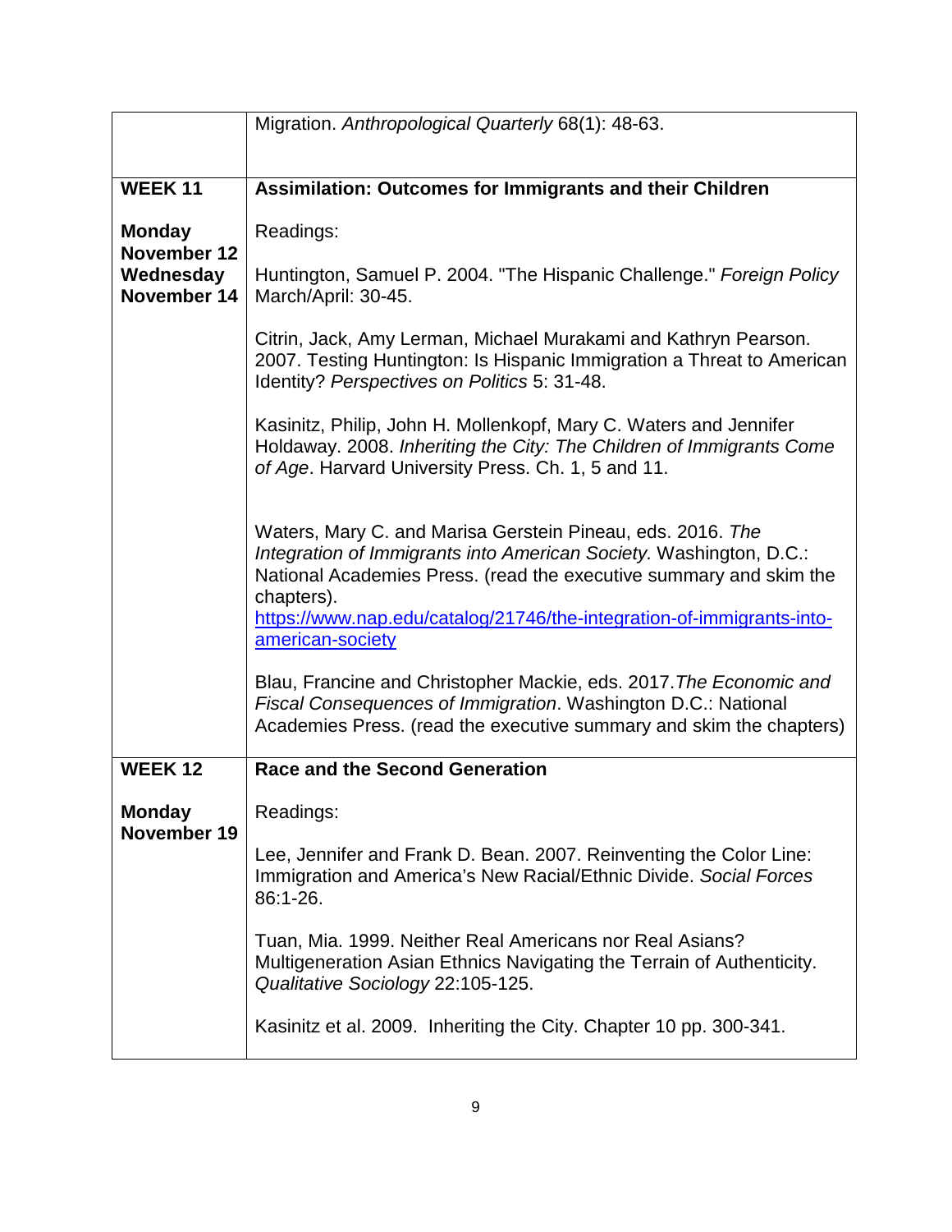| | |
|---|---|
| | Migration. *Anthropological Quarterly* 68(1): 48-63. |
| **WEEK 11**<br><br>**Monday November 12**<br>**Wednesday November 14** | **Assimilation: Outcomes for Immigrants and their Children**<br><br>Readings:<br><br>Huntington, Samuel P. 2004. "The Hispanic Challenge." *Foreign Policy* March/April: 30-45.<br><br>Citrin, Jack, Amy Lerman, Michael Murakami and Kathryn Pearson. 2007. Testing Huntington: Is Hispanic Immigration a Threat to American Identity? *Perspectives on Politics* 5: 31-48.<br><br>Kasinitz, Philip, John H. Mollenkopf, Mary C. Waters and Jennifer Holdaway. 2008. *Inheriting the City: The Children of Immigrants Come of Age*. Harvard University Press. Ch. 1, 5 and 11.<br><br>Waters, Mary C. and Marisa Gerstein Pineau, eds. 2016. *The Integration of Immigrants into American Society.* Washington, D.C.: National Academies Press. (read the executive summary and skim the chapters). [https://www.nap.edu/catalog/21746/the-integration-of-immigrants-into-american-society](https://www.nap.edu/catalog/21746/the-integration-of-immigrants-into-american-society)<br><br>Blau, Francine and Christopher Mackie, eds. 2017.*The Economic and Fiscal Consequences of Immigration*. Washington D.C.: National Academies Press. (read the executive summary and skim the chapters) |
| **WEEK 12**<br><br>**Monday November 19** | **Race and the Second Generation**<br><br>Readings:<br><br>Lee, Jennifer and Frank D. Bean. 2007. Reinventing the Color Line: Immigration and America's New Racial/Ethnic Divide. *Social Forces* 86:1-26.<br><br>Tuan, Mia. 1999. Neither Real Americans nor Real Asians? Multigeneration Asian Ethnics Navigating the Terrain of Authenticity. *Qualitative Sociology* 22:105-125.<br><br>Kasinitz et al. 2009. Inheriting the City. Chapter 10 pp. 300-341. |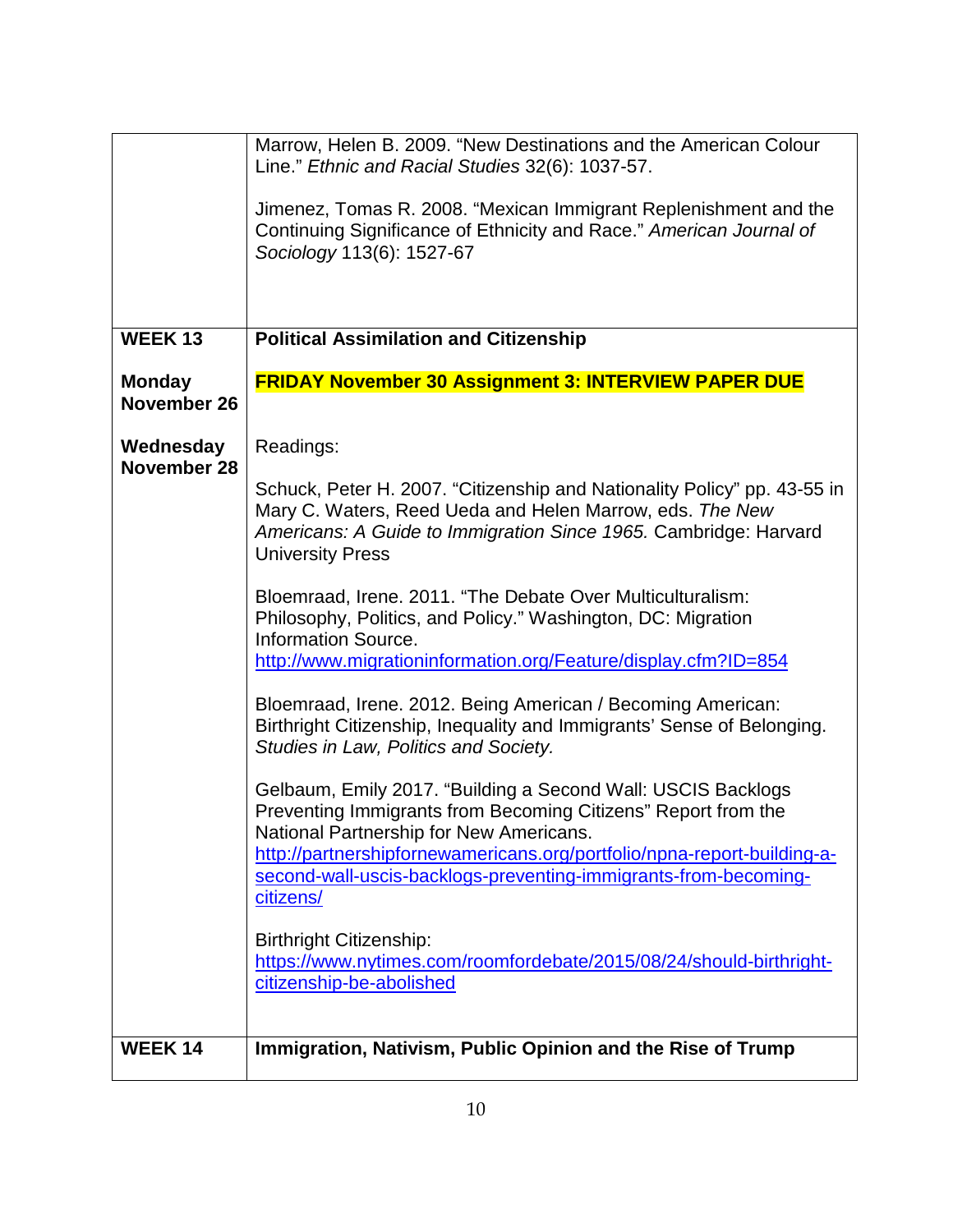| | |
|---|---|
| | Marrow, Helen B. 2009. "New Destinations and the American Colour Line." *Ethnic and Racial Studies* 32(6): 1037-57.<br><br>Jimenez, Tomas R. 2008. "Mexican Immigrant Replenishment and the Continuing Significance of Ethnicity and Race." *American Journal of Sociology* 113(6): 1527-67 |
| **WEEK 13**<br><br>**Monday November 26**<br><br>**Wednesday November 28** | **Political Assimilation and Citizenship**<br><br>**FRIDAY November 30 Assignment 3: INTERVIEW PAPER DUE**<br><br>Readings:<br><br>Schuck, Peter H. 2007. "Citizenship and Nationality Policy" pp. 43-55 in Mary C. Waters, Reed Ueda and Helen Marrow, eds. *The New Americans: A Guide to Immigration Since 1965.* Cambridge: Harvard University Press<br><br>Bloemraad, Irene. 2011. "The Debate Over Multiculturalism: Philosophy, Politics, and Policy." Washington, DC: Migration Information Source. http://www.migrationinformation.org/Feature/display.cfm?ID=854<br><br>Bloemraad, Irene. 2012. Being American / Becoming American: Birthright Citizenship, Inequality and Immigrants' Sense of Belonging. *Studies in Law, Politics and Society.*<br><br>Gelbaum, Emily 2017. "Building a Second Wall: USCIS Backlogs Preventing Immigrants from Becoming Citizens" Report from the National Partnership for New Americans. http://partnershipfornewamericans.org/portfolio/npna-report-building-a-second-wall-uscis-backlogs-preventing-immigrants-from-becoming-citizens/<br><br>Birthright Citizenship: https://www.nytimes.com/roomfordebate/2015/08/24/should-birthright-citizenship-be-abolished |
| **WEEK 14** | **Immigration, Nativism, Public Opinion and the Rise of Trump** |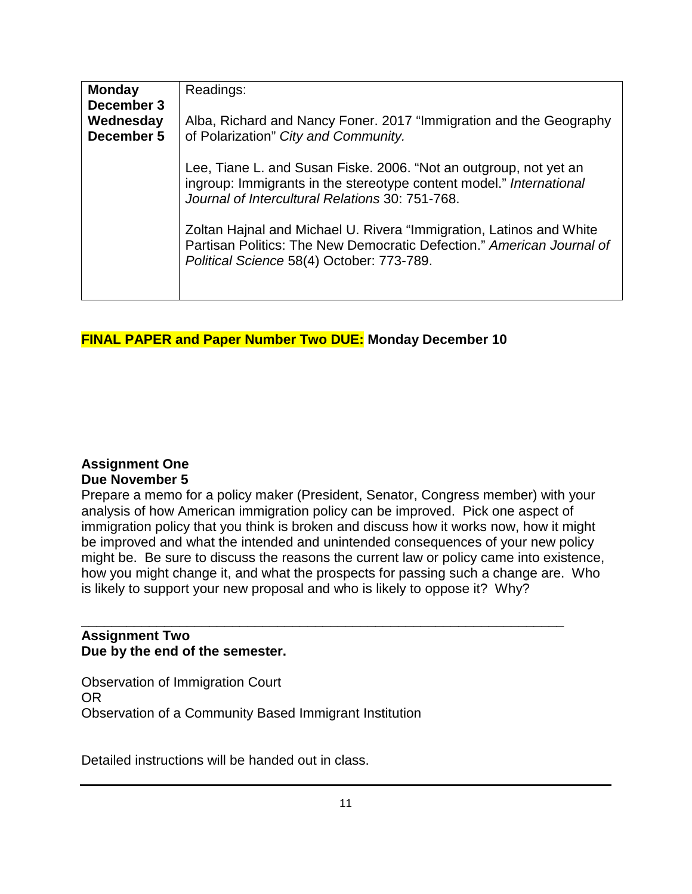| **Monday December 3** **Wednesday December 5** | Readings:<br><br>Alba, Richard and Nancy Foner. 2017 “Immigration and the Geography of Polarization” *City and Community.*<br><br>Lee, Tiane L. and Susan Fiske. 2006. “Not an outgroup, not yet an ingroup: Immigrants in the stereotype content model.” *International Journal of Intercultural Relations* 30: 751-768.<br><br>Zoltan Hajnal and Michael U. Rivera “Immigration, Latinos and White Partisan Politics: The New Democratic Defection.” *American Journal of Political Science* 58(4) October: 773-789. |
|---|---|

**FINAL PAPER and Paper Number Two DUE: Monday December 10**

**Assignment One**
**Due November 5**

Prepare a memo for a policy maker (President, Senator, Congress member) with your analysis of how American immigration policy can be improved. Pick one aspect of immigration policy that you think is broken and discuss how it works now, how it might be improved and what the intended and unintended consequences of your new policy might be. Be sure to discuss the reasons the current law or policy came into existence, how you might change it, and what the prospects for passing such a change are. Who is likely to support your new proposal and who is likely to oppose it? Why?

---

**Assignment Two**
**Due by the end of the semester.**

Observation of Immigration Court
OR
Observation of a Community Based Immigrant Institution

Detailed instructions will be handed out in class.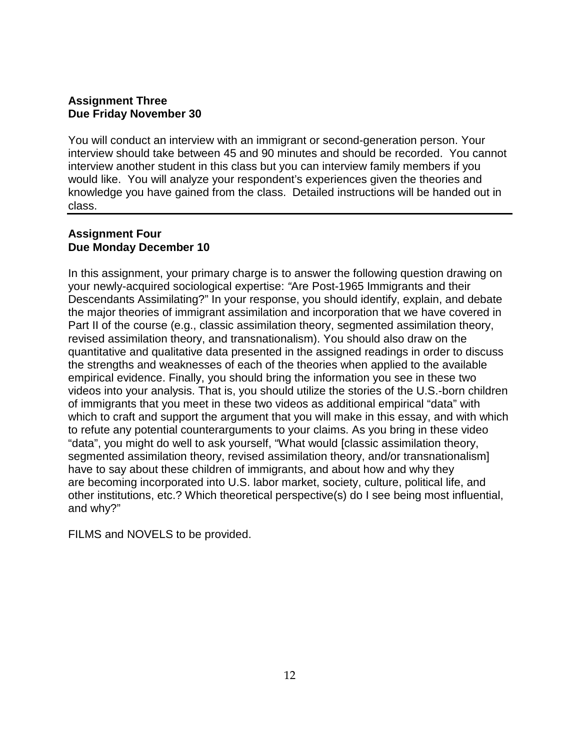**Assignment Three**
**Due Friday November 30**

You will conduct an interview with an immigrant or second-generation person. Your interview should take between 45 and 90 minutes and should be recorded. You cannot interview another student in this class but you can interview family members if you would like. You will analyze your respondent's experiences given the theories and knowledge you have gained from the class. Detailed instructions will be handed out in class.

---

**Assignment Four**
**Due Monday December 10**

In this assignment, your primary charge is to answer the following question drawing on your newly-acquired sociological expertise: "Are Post-1965 Immigrants and their Descendants Assimilating?" In your response, you should identify, explain, and debate the major theories of immigrant assimilation and incorporation that we have covered in Part II of the course (e.g., classic assimilation theory, segmented assimilation theory, revised assimilation theory, and transnationalism). You should also draw on the quantitative and qualitative data presented in the assigned readings in order to discuss the strengths and weaknesses of each of the theories when applied to the available empirical evidence. Finally, you should bring the information you see in these two videos into your analysis. That is, you should utilize the stories of the U.S.-born children of immigrants that you meet in these two videos as additional empirical "data" with which to craft and support the argument that you will make in this essay, and with which to refute any potential counterarguments to your claims. As you bring in these video "data", you might do well to ask yourself, "What would [classic assimilation theory, segmented assimilation theory, revised assimilation theory, and/or transnationalism] have to say about these children of immigrants, and about how and why they are becoming incorporated into U.S. labor market, society, culture, political life, and other institutions, etc.? Which theoretical perspective(s) do I see being most influential, and why?"

FILMS and NOVELS to be provided.